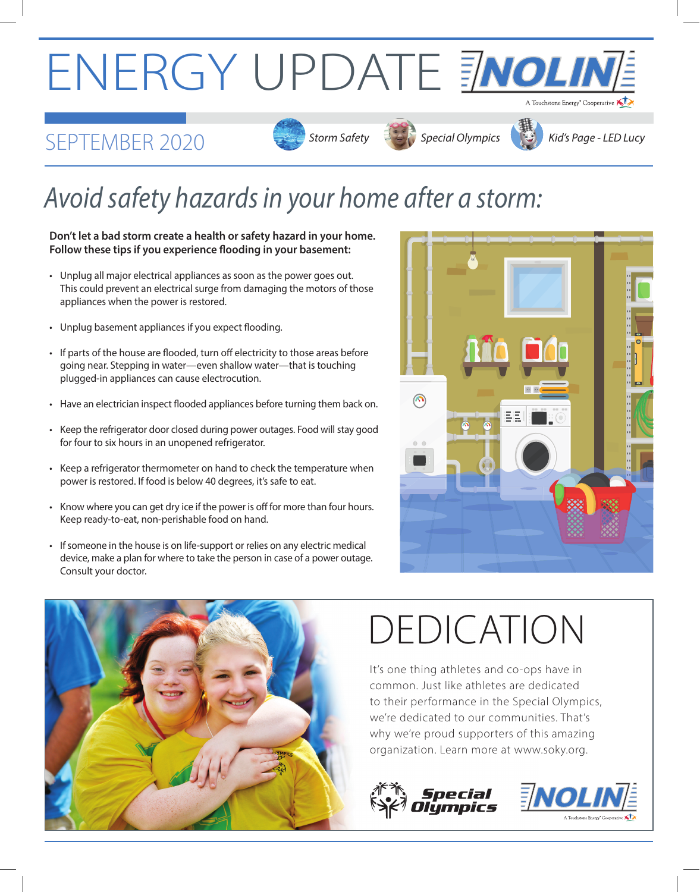# ENERGY UPDATE

NOLIN — A Touchstone Energy® Cooperative

SEPTEMBER 2020

*Storm Safety* | *Special Olympics* | *Kid's Page - LED Lucy*

## *Avoid safety hazards in your home after a storm:*

**Don't let a bad storm create a health or safety hazard in your home. Follow these tips if you experience flooding in your basement:**

- Unplug all major electrical appliances as soon as the power goes out. This could prevent an electrical surge from damaging the motors of those appliances when the power is restored.
- Unplug basement appliances if you expect flooding.
- If parts of the house are flooded, turn off electricity to those areas before going near. Stepping in water—even shallow water—that is touching plugged-in appliances can cause electrocution.
- Have an electrician inspect flooded appliances before turning them back on.
- Keep the refrigerator door closed during power outages. Food will stay good for four to six hours in an unopened refrigerator.
- Keep a refrigerator thermometer on hand to check the temperature when power is restored. If food is below 40 degrees, it's safe to eat.
- Know where you can get dry ice if the power is off for more than four hours. Keep ready-to-eat, non-perishable food on hand.
- If someone in the house is on life-support or relies on any electric medical device, make a plan for where to take the person in case of a power outage. Consult your doctor.

## DEDICATION

It's one thing athletes and co-ops have in common. Just like athletes are dedicated to their performance in the Special Olympics, we're dedicated to our communities. That's why we're proud supporters of this amazing organization. Learn more at www.soky.org.

Special Olympics

NOLIN — A Touchstone Energy® Cooperative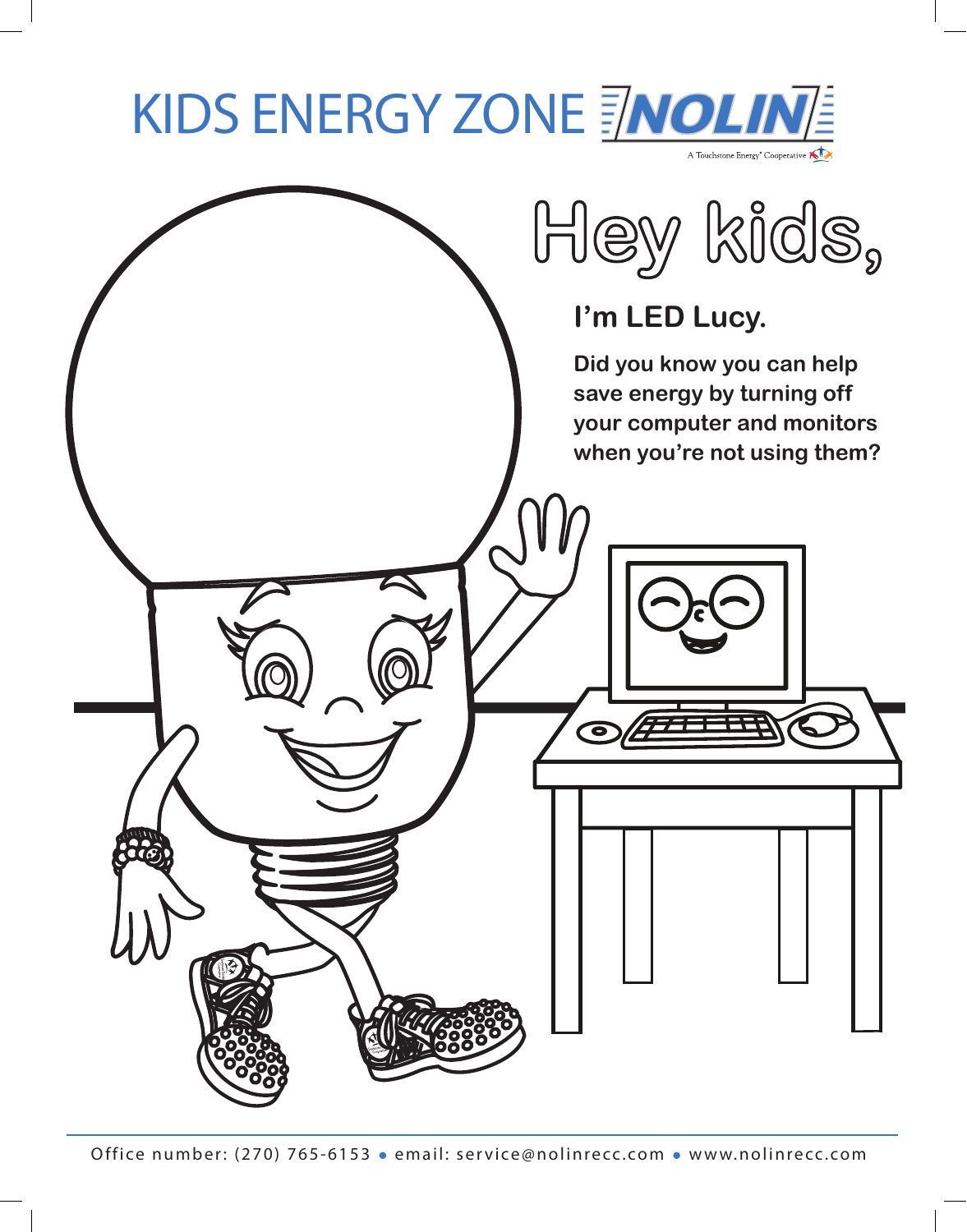# KIDS ENERGY ZONE NOLIN

A Touchstone Energy® Cooperative

## Hey kids,

**I'm LED Lucy.**

**Did you know you can help save energy by turning off your computer and monitors when you're not using them?**

Office number: (270) 765-6153 • email: service@nolinrecc.com • www.nolinrecc.com